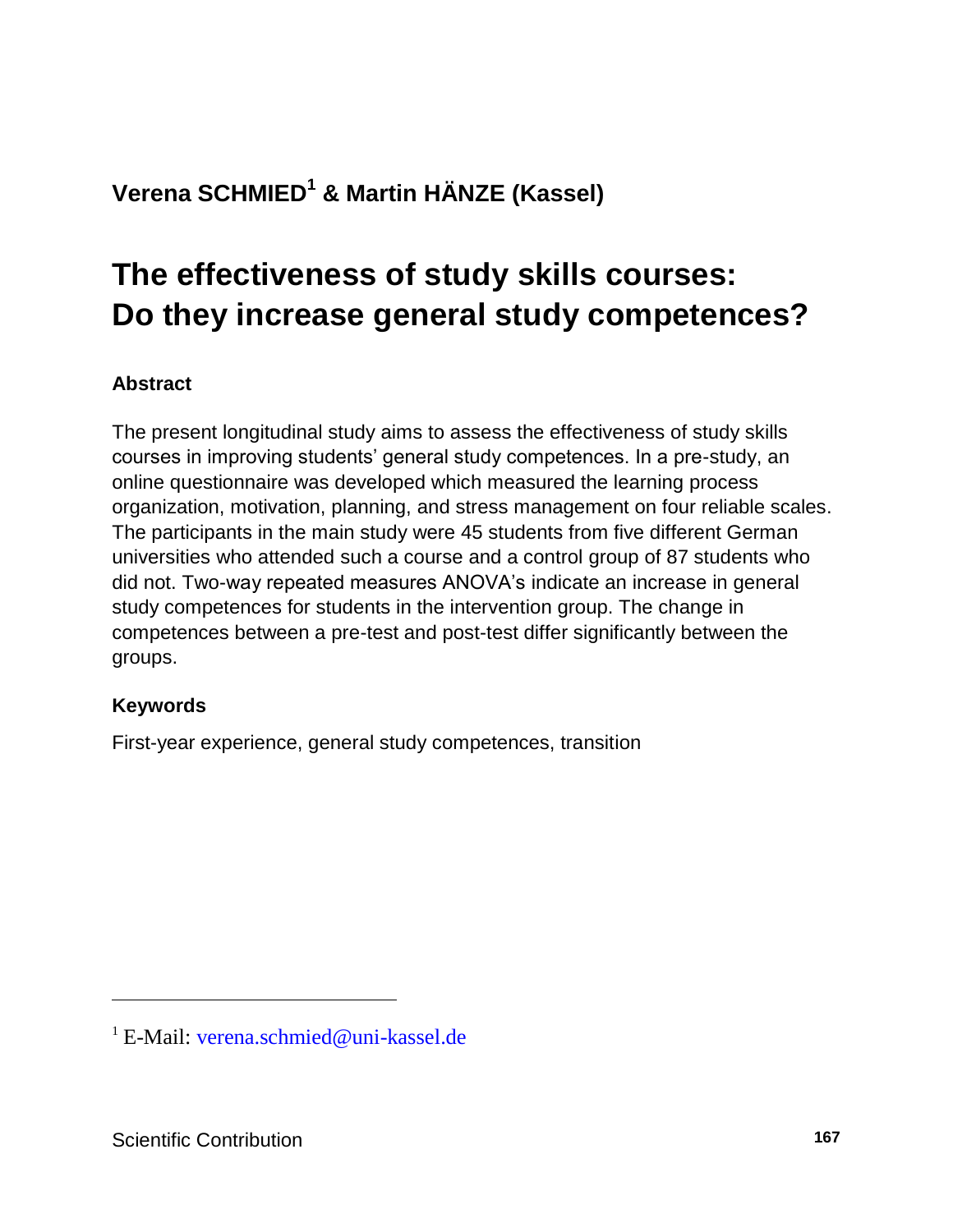**Verena SCHMIED[1] & Martin HÄNZE (Kassel)**

# The effectiveness of study skills courses: Do they increase general study competences?

### Abstract

The present longitudinal study aims to assess the effectiveness of study skills courses in improving students' general study competences. In a pre-study, an online questionnaire was developed which measured the learning process organization, motivation, planning, and stress management on four reliable scales. The participants in the main study were 45 students from five different German universities who attended such a course and a control group of 87 students who did not. Two-way repeated measures ANOVA's indicate an increase in general study competences for students in the intervention group. The change in competences between a pre-test and post-test differ significantly between the groups.

### Keywords

First-year experience, general study competences, transition

---

[1] E-Mail: verena.schmied@uni-kassel.de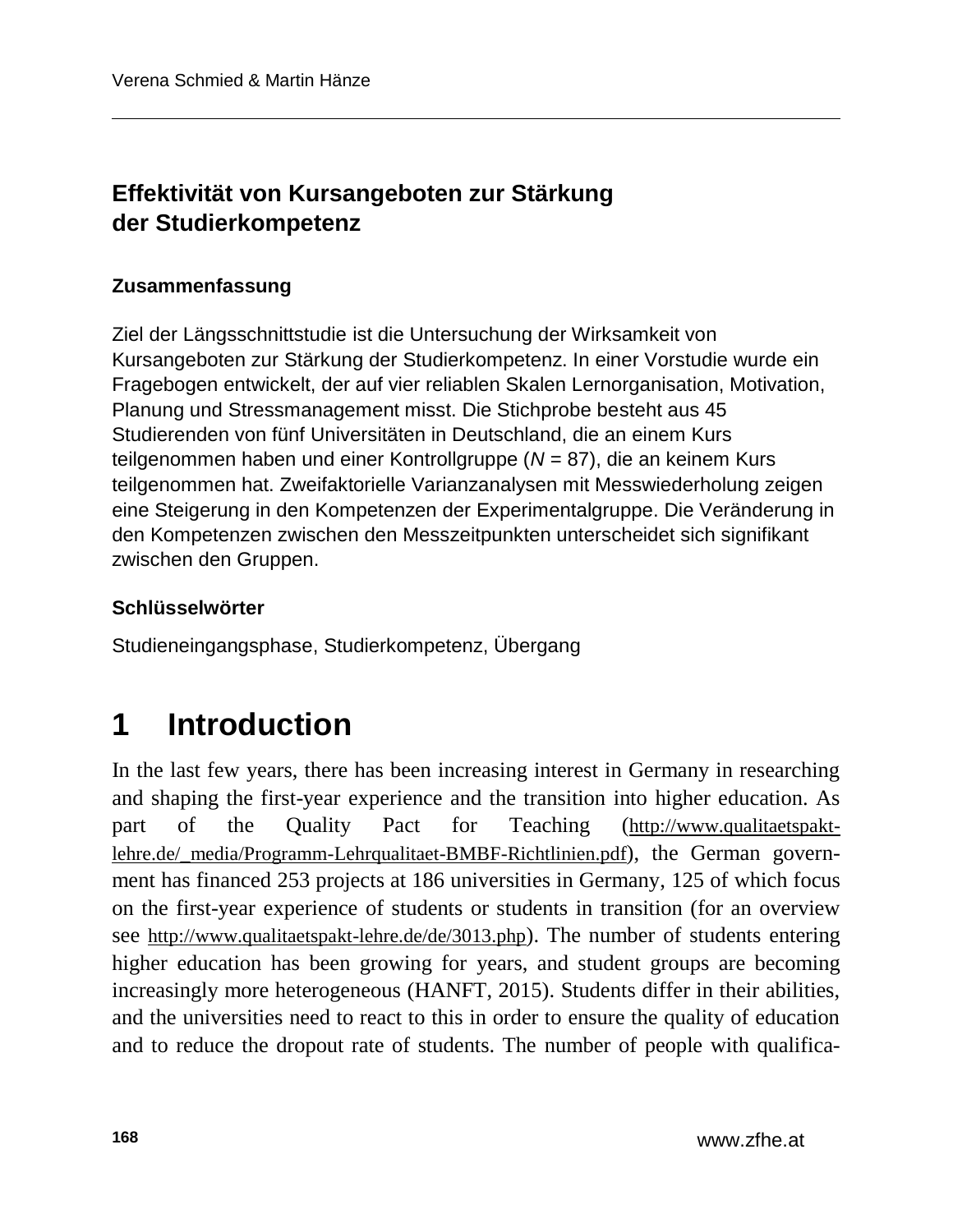### Effektivität von Kursangeboten zur Stärkung der Studierkompetenz

#### Zusammenfassung

Ziel der Längsschnittstudie ist die Untersuchung der Wirksamkeit von Kursangeboten zur Stärkung der Studierkompetenz. In einer Vorstudie wurde ein Fragebogen entwickelt, der auf vier reliablen Skalen Lernorganisation, Motivation, Planung und Stressmanagement misst. Die Stichprobe besteht aus 45 Studierenden von fünf Universitäten in Deutschland, die an einem Kurs teilgenommen haben und einer Kontrollgruppe ($N$ = 87), die an keinem Kurs teilgenommen hat. Zweifaktorielle Varianzanalysen mit Messwiederholung zeigen eine Steigerung in den Kompetenzen der Experimentalgruppe. Die Veränderung in den Kompetenzen zwischen den Messzeitpunkten unterscheidet sich signifikant zwischen den Gruppen.

#### Schlüsselwörter

Studieneingangsphase, Studierkompetenz, Übergang

# 1 Introduction

In the last few years, there has been increasing interest in Germany in researching and shaping the first-year experience and the transition into higher education. As part of the Quality Pact for Teaching (http://www.qualitaetspakt-lehre.de/_media/Programm-Lehrqualitaet-BMBF-Richtlinien.pdf), the German government has financed 253 projects at 186 universities in Germany, 125 of which focus on the first-year experience of students or students in transition (for an overview see http://www.qualitaetspakt-lehre.de/de/3013.php). The number of students entering higher education has been growing for years, and student groups are becoming increasingly more heterogeneous (HANFT, 2015). Students differ in their abilities, and the universities need to react to this in order to ensure the quality of education and to reduce the dropout rate of students. The number of people with qualifica-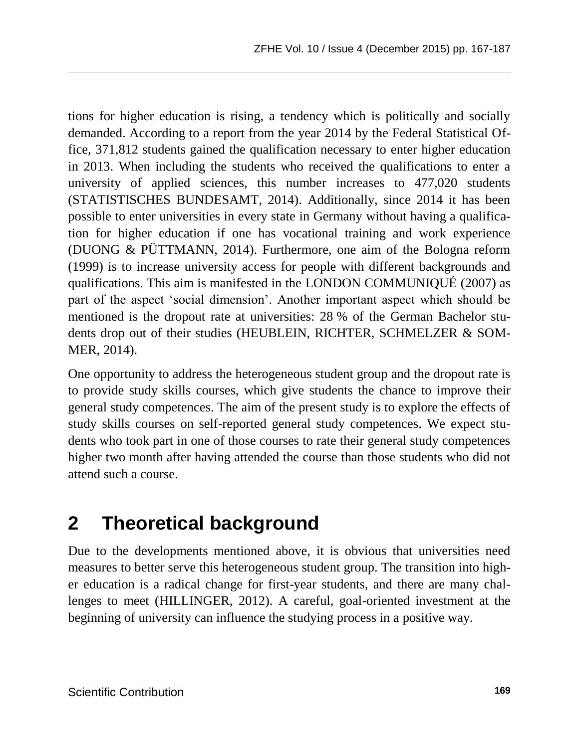tions for higher education is rising, a tendency which is politically and socially demanded. According to a report from the year 2014 by the Federal Statistical Office, 371,812 students gained the qualification necessary to enter higher education in 2013. When including the students who received the qualifications to enter a university of applied sciences, this number increases to 477,020 students (STATISTISCHES BUNDESAMT, 2014). Additionally, since 2014 it has been possible to enter universities in every state in Germany without having a qualification for higher education if one has vocational training and work experience (DUONG & PÜTTMANN, 2014). Furthermore, one aim of the Bologna reform (1999) is to increase university access for people with different backgrounds and qualifications. This aim is manifested in the LONDON COMMUNIQUÉ (2007) as part of the aspect 'social dimension'. Another important aspect which should be mentioned is the dropout rate at universities: 28 % of the German Bachelor students drop out of their studies (HEUBLEIN, RICHTER, SCHMELZER & SOMMER, 2014).

One opportunity to address the heterogeneous student group and the dropout rate is to provide study skills courses, which give students the chance to improve their general study competences. The aim of the present study is to explore the effects of study skills courses on self-reported general study competences. We expect students who took part in one of those courses to rate their general study competences higher two month after having attended the course than those students who did not attend such a course.

## 2 Theoretical background

Due to the developments mentioned above, it is obvious that universities need measures to better serve this heterogeneous student group. The transition into higher education is a radical change for first-year students, and there are many challenges to meet (HILLINGER, 2012). A careful, goal-oriented investment at the beginning of university can influence the studying process in a positive way.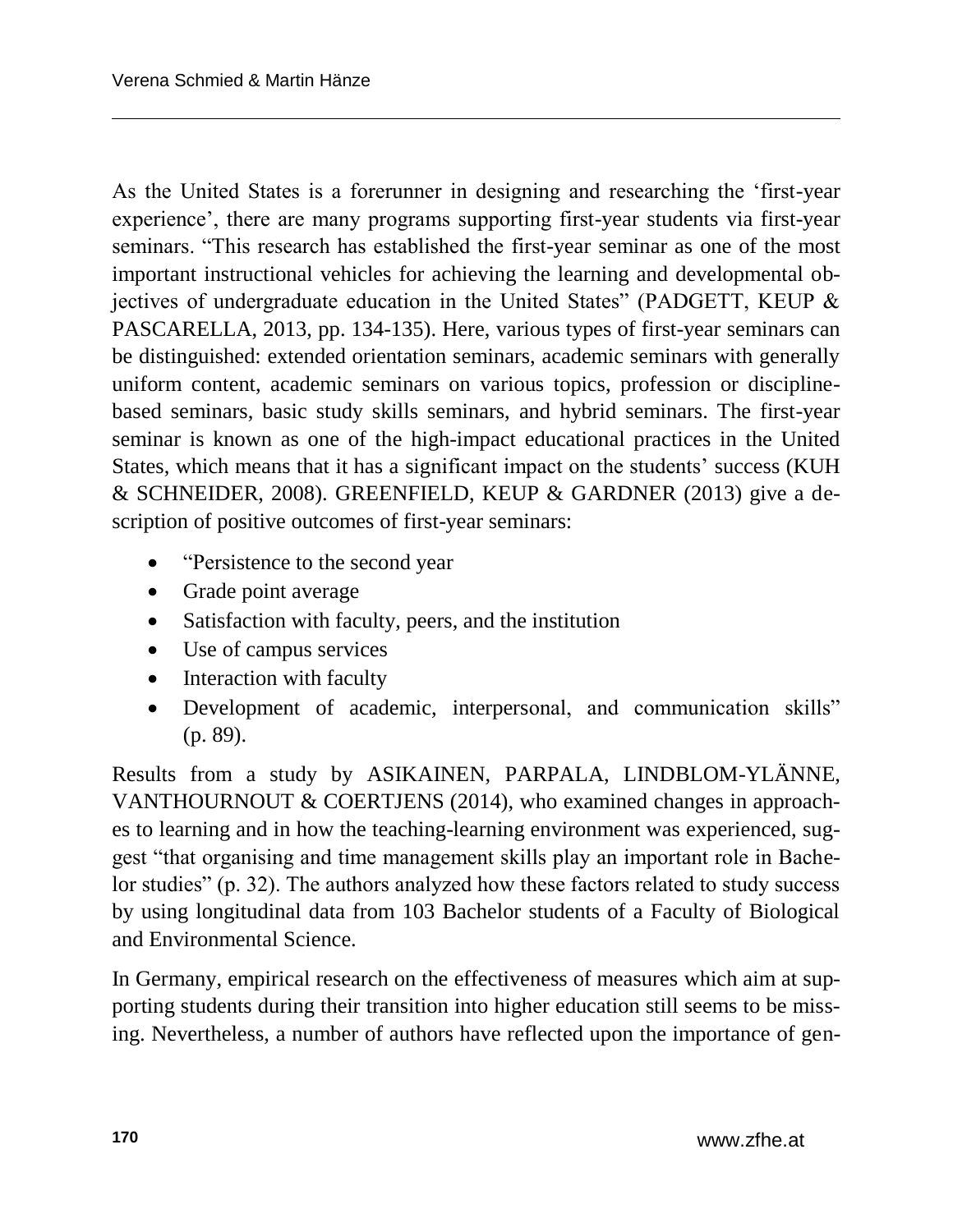As the United States is a forerunner in designing and researching the 'first-year experience', there are many programs supporting first-year students via first-year seminars. "This research has established the first-year seminar as one of the most important instructional vehicles for achieving the learning and developmental objectives of undergraduate education in the United States" (PADGETT, KEUP & PASCARELLA, 2013, pp. 134-135). Here, various types of first-year seminars can be distinguished: extended orientation seminars, academic seminars with generally uniform content, academic seminars on various topics, profession or discipline-based seminars, basic study skills seminars, and hybrid seminars. The first-year seminar is known as one of the high-impact educational practices in the United States, which means that it has a significant impact on the students' success (KUH & SCHNEIDER, 2008). GREENFIELD, KEUP & GARDNER (2013) give a description of positive outcomes of first-year seminars:

- "Persistence to the second year
- Grade point average
- Satisfaction with faculty, peers, and the institution
- Use of campus services
- Interaction with faculty
- Development of academic, interpersonal, and communication skills" (p. 89).

Results from a study by ASIKAINEN, PARPALA, LINDBLOM-YLÄNNE, VANTHOURNOUT & COERTJENS (2014), who examined changes in approaches to learning and in how the teaching-learning environment was experienced, suggest "that organising and time management skills play an important role in Bachelor studies" (p. 32). The authors analyzed how these factors related to study success by using longitudinal data from 103 Bachelor students of a Faculty of Biological and Environmental Science.

In Germany, empirical research on the effectiveness of measures which aim at supporting students during their transition into higher education still seems to be missing. Nevertheless, a number of authors have reflected upon the importance of gen-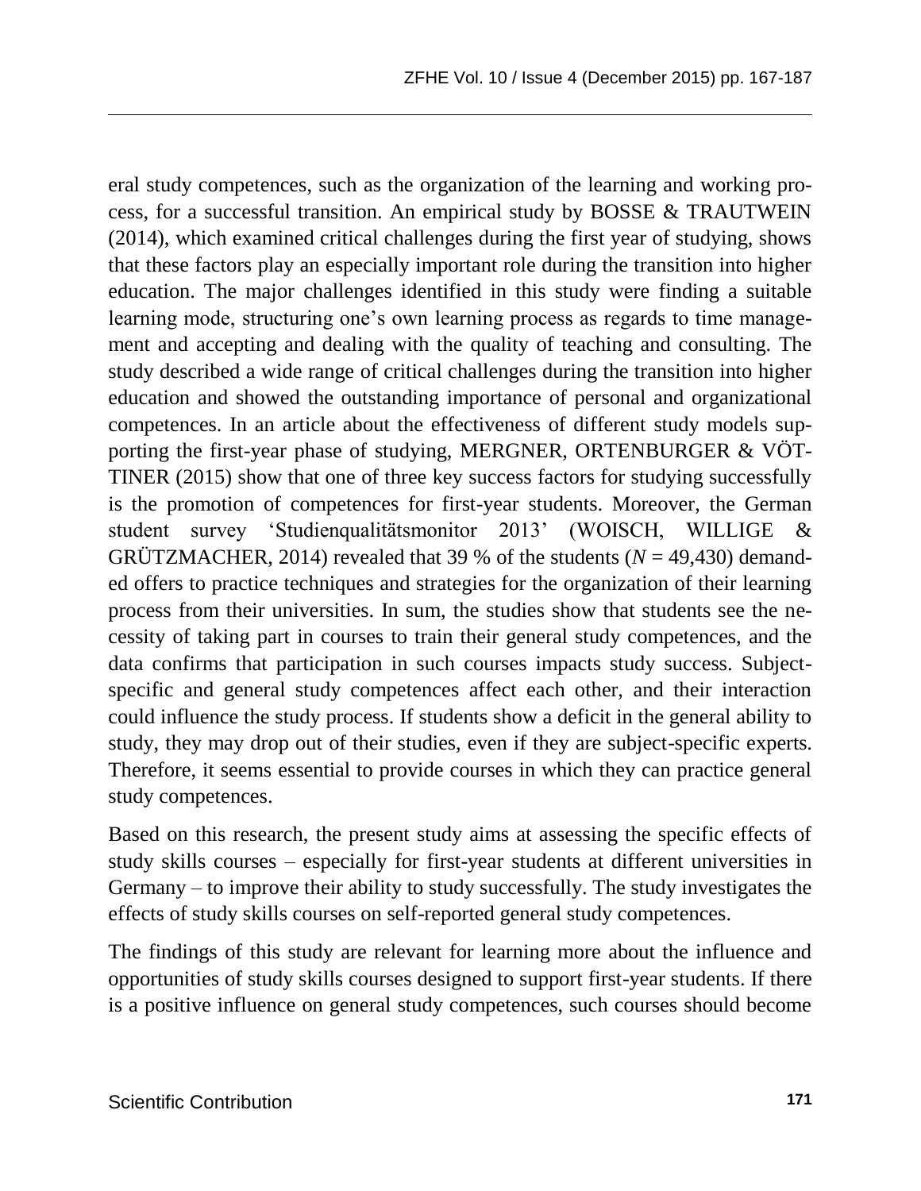eral study competences, such as the organization of the learning and working process, for a successful transition. An empirical study by BOSSE & TRAUTWEIN (2014), which examined critical challenges during the first year of studying, shows that these factors play an especially important role during the transition into higher education. The major challenges identified in this study were finding a suitable learning mode, structuring one's own learning process as regards to time management and accepting and dealing with the quality of teaching and consulting. The study described a wide range of critical challenges during the transition into higher education and showed the outstanding importance of personal and organizational competences. In an article about the effectiveness of different study models supporting the first-year phase of studying, MERGNER, ORTENBURGER & VÖTTINER (2015) show that one of three key success factors for studying successfully is the promotion of competences for first-year students. Moreover, the German student survey 'Studienqualitätsmonitor 2013' (WOISCH, WILLIGE & GRÜTZMACHER, 2014) revealed that 39 % of the students ($N$ = 49,430) demanded offers to practice techniques and strategies for the organization of their learning process from their universities. In sum, the studies show that students see the necessity of taking part in courses to train their general study competences, and the data confirms that participation in such courses impacts study success. Subject-specific and general study competences affect each other, and their interaction could influence the study process. If students show a deficit in the general ability to study, they may drop out of their studies, even if they are subject-specific experts. Therefore, it seems essential to provide courses in which they can practice general study competences.

Based on this research, the present study aims at assessing the specific effects of study skills courses – especially for first-year students at different universities in Germany – to improve their ability to study successfully. The study investigates the effects of study skills courses on self-reported general study competences.

The findings of this study are relevant for learning more about the influence and opportunities of study skills courses designed to support first-year students. If there is a positive influence on general study competences, such courses should become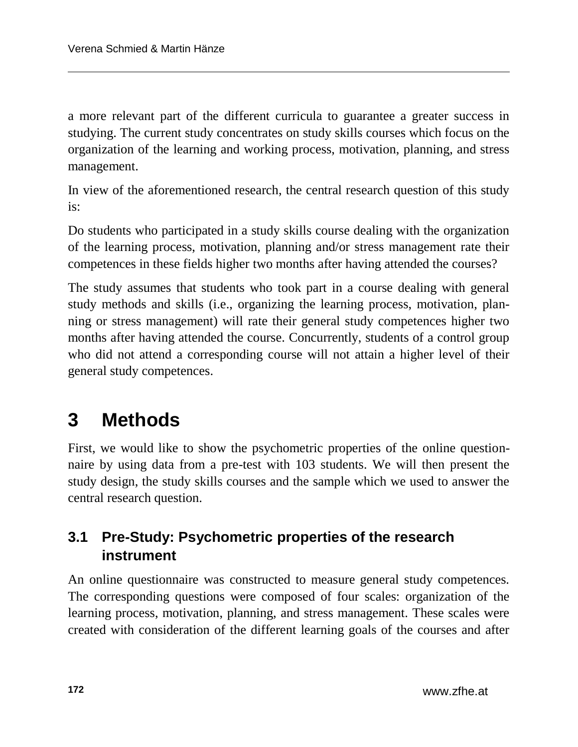a more relevant part of the different curricula to guarantee a greater success in studying. The current study concentrates on study skills courses which focus on the organization of the learning and working process, motivation, planning, and stress management.

In view of the aforementioned research, the central research question of this study is:

Do students who participated in a study skills course dealing with the organization of the learning process, motivation, planning and/or stress management rate their competences in these fields higher two months after having attended the courses?

The study assumes that students who took part in a course dealing with general study methods and skills (i.e., organizing the learning process, motivation, planning or stress management) will rate their general study competences higher two months after having attended the course. Concurrently, students of a control group who did not attend a corresponding course will not attain a higher level of their general study competences.

# 3 Methods

First, we would like to show the psychometric properties of the online questionnaire by using data from a pre-test with 103 students. We will then present the study design, the study skills courses and the sample which we used to answer the central research question.

## 3.1 Pre-Study: Psychometric properties of the research instrument

An online questionnaire was constructed to measure general study competences. The corresponding questions were composed of four scales: organization of the learning process, motivation, planning, and stress management. These scales were created with consideration of the different learning goals of the courses and after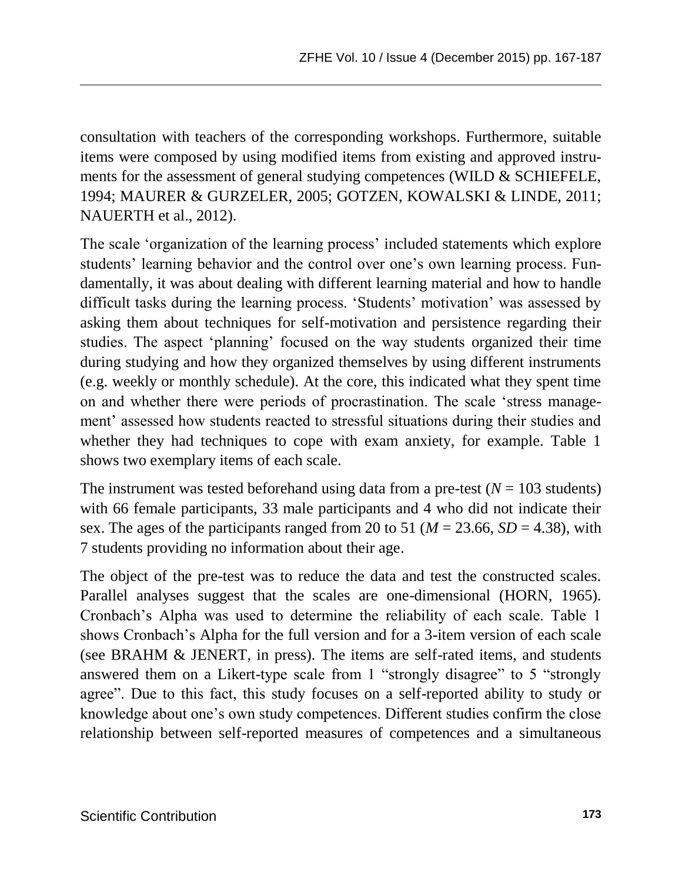consultation with teachers of the corresponding workshops. Furthermore, suitable items were composed by using modified items from existing and approved instruments for the assessment of general studying competences (WILD & SCHIEFELE, 1994; MAURER & GURZELER, 2005; GOTZEN, KOWALSKI & LINDE, 2011; NAUERTH et al., 2012).

The scale 'organization of the learning process' included statements which explore students' learning behavior and the control over one's own learning process. Fundamentally, it was about dealing with different learning material and how to handle difficult tasks during the learning process. 'Students' motivation' was assessed by asking them about techniques for self-motivation and persistence regarding their studies. The aspect 'planning' focused on the way students organized their time during studying and how they organized themselves by using different instruments (e.g. weekly or monthly schedule). At the core, this indicated what they spent time on and whether there were periods of procrastination. The scale 'stress management' assessed how students reacted to stressful situations during their studies and whether they had techniques to cope with exam anxiety, for example. Table 1 shows two exemplary items of each scale.

The instrument was tested beforehand using data from a pre-test ($N$ = 103 students) with 66 female participants, 33 male participants and 4 who did not indicate their sex. The ages of the participants ranged from 20 to 51 ($M$ = 23.66, $SD$ = 4.38), with 7 students providing no information about their age.

The object of the pre-test was to reduce the data and test the constructed scales. Parallel analyses suggest that the scales are one-dimensional (HORN, 1965). Cronbach's Alpha was used to determine the reliability of each scale. Table 1 shows Cronbach's Alpha for the full version and for a 3-item version of each scale (see BRAHM & JENERT, in press). The items are self-rated items, and students answered them on a Likert-type scale from 1 "strongly disagree" to 5 "strongly agree". Due to this fact, this study focuses on a self-reported ability to study or knowledge about one's own study competences. Different studies confirm the close relationship between self-reported measures of competences and a simultaneous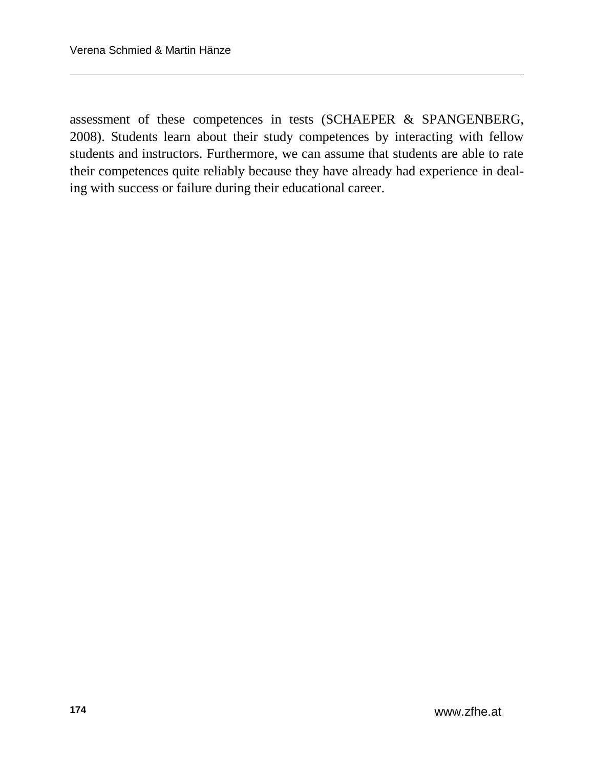assessment of these competences in tests (SCHAEPER & SPANGENBERG, 2008). Students learn about their study competences by interacting with fellow students and instructors. Furthermore, we can assume that students are able to rate their competences quite reliably because they have already had experience in dealing with success or failure during their educational career.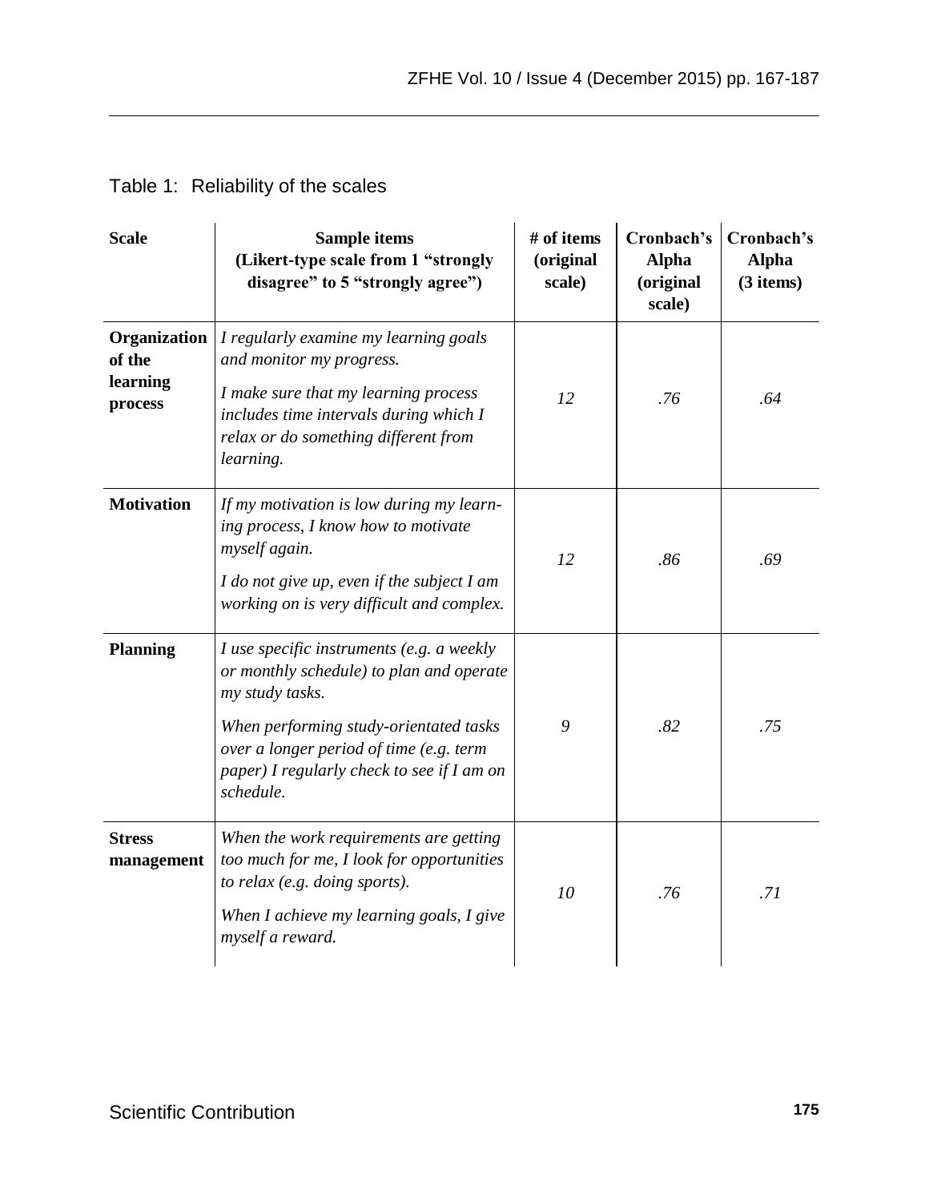Table 1: Reliability of the scales

| Scale | Sample items (Likert-type scale from 1 "strongly disagree" to 5 "strongly agree") | # of items (original scale) | Cronbach's Alpha (original scale) | Cronbach's Alpha (3 items) |
|---|---|---|---|---|
| **Organization of the learning process** | *I regularly examine my learning goals and monitor my progress.* *I make sure that my learning process includes time intervals during which I relax or do something different from learning.* | *12* | *.76* | *.64* |
| **Motivation** | *If my motivation is low during my learning process, I know how to motivate myself again.* *I do not give up, even if the subject I am working on is very difficult and complex.* | *12* | *.86* | *.69* |
| **Planning** | *I use specific instruments (e.g. a weekly or monthly schedule) to plan and operate my study tasks.* *When performing study-orientated tasks over a longer period of time (e.g. term paper) I regularly check to see if I am on schedule.* | *9* | *.82* | *.75* |
| **Stress management** | *When the work requirements are getting too much for me, I look for opportunities to relax (e.g. doing sports).* *When I achieve my learning goals, I give myself a reward.* | *10* | *.76* | *.71* |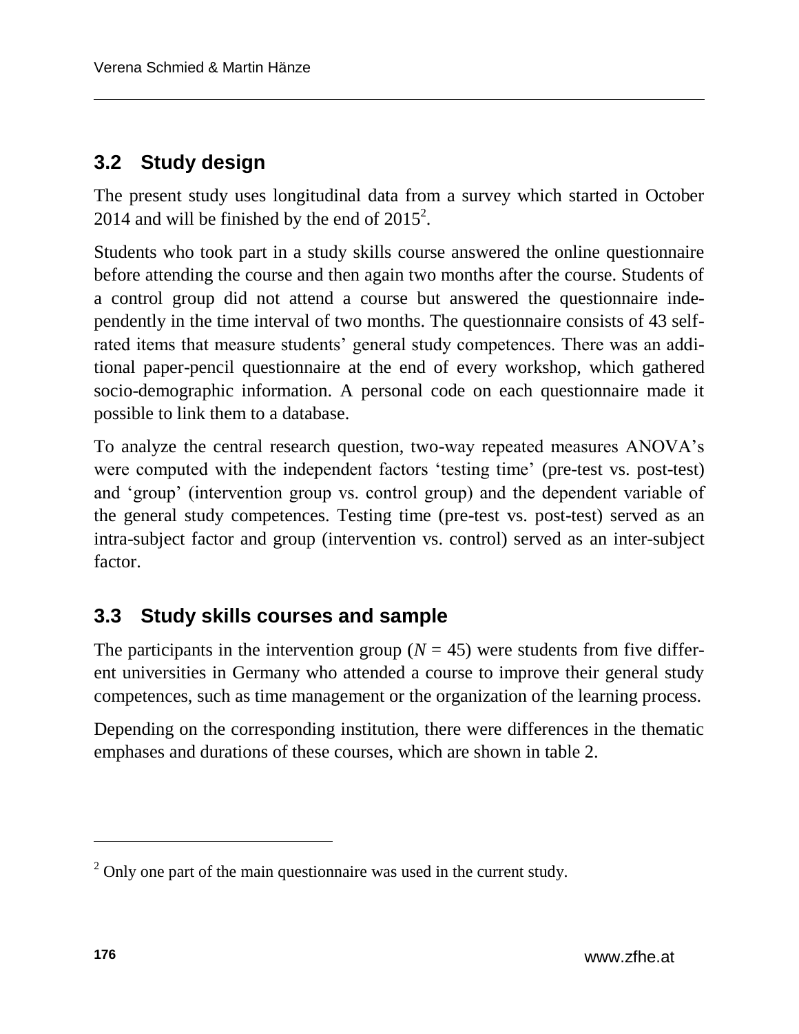## 3.2 Study design

The present study uses longitudinal data from a survey which started in October 2014 and will be finished by the end of 2015[2].

Students who took part in a study skills course answered the online questionnaire before attending the course and then again two months after the course. Students of a control group did not attend a course but answered the questionnaire independently in the time interval of two months. The questionnaire consists of 43 self-rated items that measure students' general study competences. There was an additional paper-pencil questionnaire at the end of every workshop, which gathered socio-demographic information. A personal code on each questionnaire made it possible to link them to a database.

To analyze the central research question, two-way repeated measures ANOVA's were computed with the independent factors 'testing time' (pre-test vs. post-test) and 'group' (intervention group vs. control group) and the dependent variable of the general study competences. Testing time (pre-test vs. post-test) served as an intra-subject factor and group (intervention vs. control) served as an inter-subject factor.

## 3.3 Study skills courses and sample

The participants in the intervention group ($N = 45$) were students from five different universities in Germany who attended a course to improve their general study competences, such as time management or the organization of the learning process.

Depending on the corresponding institution, there were differences in the thematic emphases and durations of these courses, which are shown in table 2.

---

[2] Only one part of the main questionnaire was used in the current study.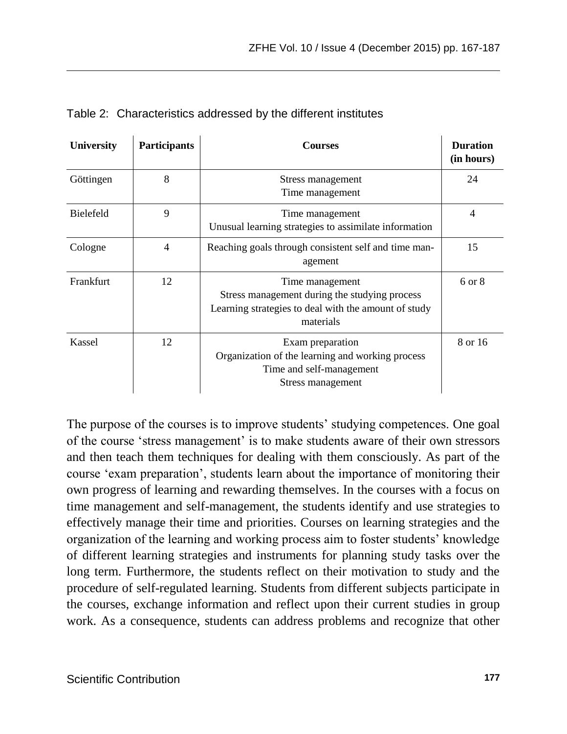Table 2: Characteristics addressed by the different institutes

| University | Participants | Courses | Duration (in hours) |
|---|---|---|---|
| Göttingen | 8 | Stress management<br>Time management | 24 |
| Bielefeld | 9 | Time management<br>Unusual learning strategies to assimilate information | 4 |
| Cologne | 4 | Reaching goals through consistent self and time management | 15 |
| Frankfurt | 12 | Time management<br>Stress management during the studying process<br>Learning strategies to deal with the amount of study materials | 6 or 8 |
| Kassel | 12 | Exam preparation<br>Organization of the learning and working process<br>Time and self-management<br>Stress management | 8 or 16 |

The purpose of the courses is to improve students' studying competences. One goal of the course 'stress management' is to make students aware of their own stressors and then teach them techniques for dealing with them consciously. As part of the course 'exam preparation', students learn about the importance of monitoring their own progress of learning and rewarding themselves. In the courses with a focus on time management and self-management, the students identify and use strategies to effectively manage their time and priorities. Courses on learning strategies and the organization of the learning and working process aim to foster students' knowledge of different learning strategies and instruments for planning study tasks over the long term. Furthermore, the students reflect on their motivation to study and the procedure of self-regulated learning. Students from different subjects participate in the courses, exchange information and reflect upon their current studies in group work. As a consequence, students can address problems and recognize that other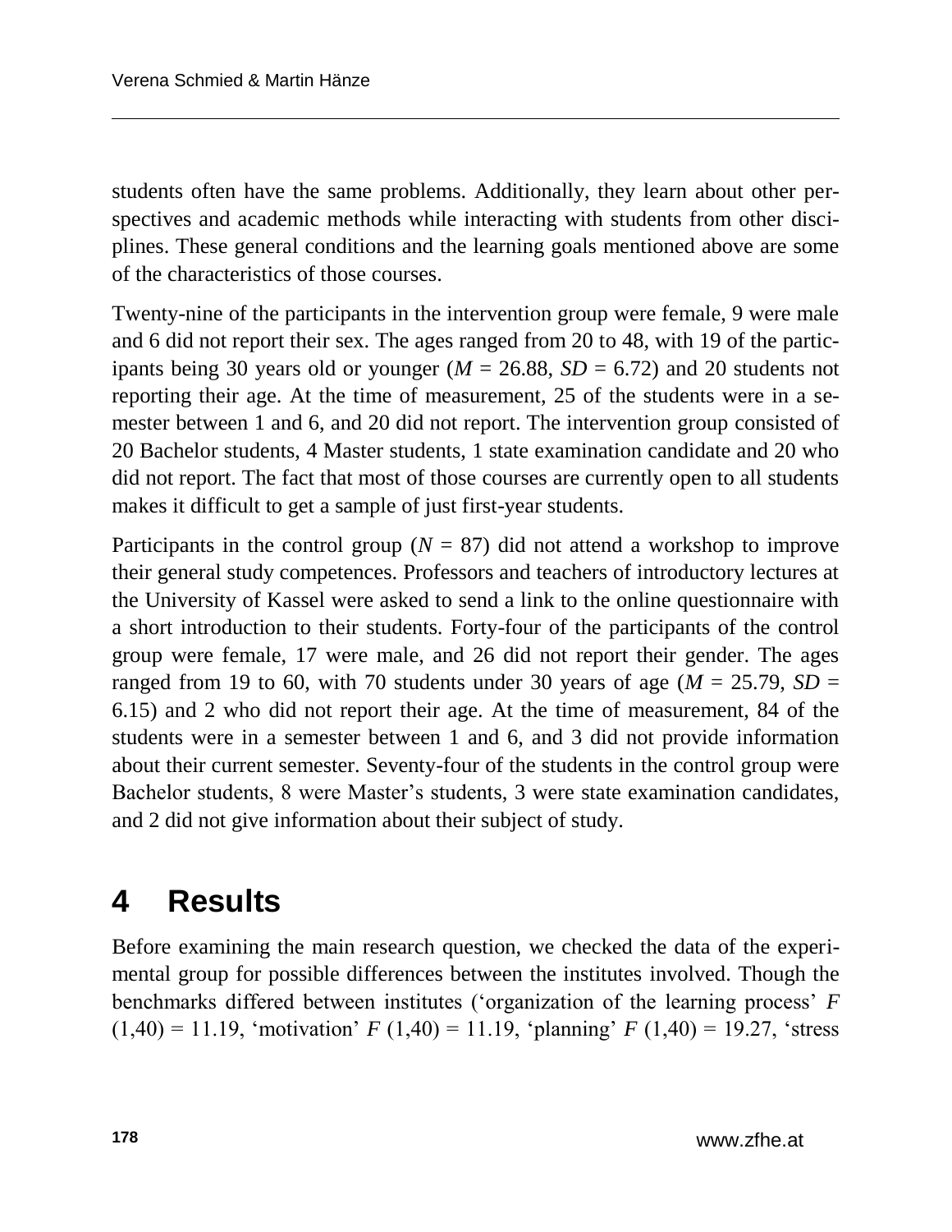students often have the same problems. Additionally, they learn about other perspectives and academic methods while interacting with students from other disciplines. These general conditions and the learning goals mentioned above are some of the characteristics of those courses.

Twenty-nine of the participants in the intervention group were female, 9 were male and 6 did not report their sex. The ages ranged from 20 to 48, with 19 of the participants being 30 years old or younger ($M$ = 26.88, $SD$ = 6.72) and 20 students not reporting their age. At the time of measurement, 25 of the students were in a semester between 1 and 6, and 20 did not report. The intervention group consisted of 20 Bachelor students, 4 Master students, 1 state examination candidate and 20 who did not report. The fact that most of those courses are currently open to all students makes it difficult to get a sample of just first-year students.

Participants in the control group ($N$ = 87) did not attend a workshop to improve their general study competences. Professors and teachers of introductory lectures at the University of Kassel were asked to send a link to the online questionnaire with a short introduction to their students. Forty-four of the participants of the control group were female, 17 were male, and 26 did not report their gender. The ages ranged from 19 to 60, with 70 students under 30 years of age ($M$ = 25.79, $SD$ = 6.15) and 2 who did not report their age. At the time of measurement, 84 of the students were in a semester between 1 and 6, and 3 did not provide information about their current semester. Seventy-four of the students in the control group were Bachelor students, 8 were Master's students, 3 were state examination candidates, and 2 did not give information about their subject of study.

# 4 Results

Before examining the main research question, we checked the data of the experimental group for possible differences between the institutes involved. Though the benchmarks differed between institutes ('organization of the learning process' $F$ (1,40) = 11.19, 'motivation' $F$ (1,40) = 11.19, 'planning' $F$ (1,40) = 19.27, 'stress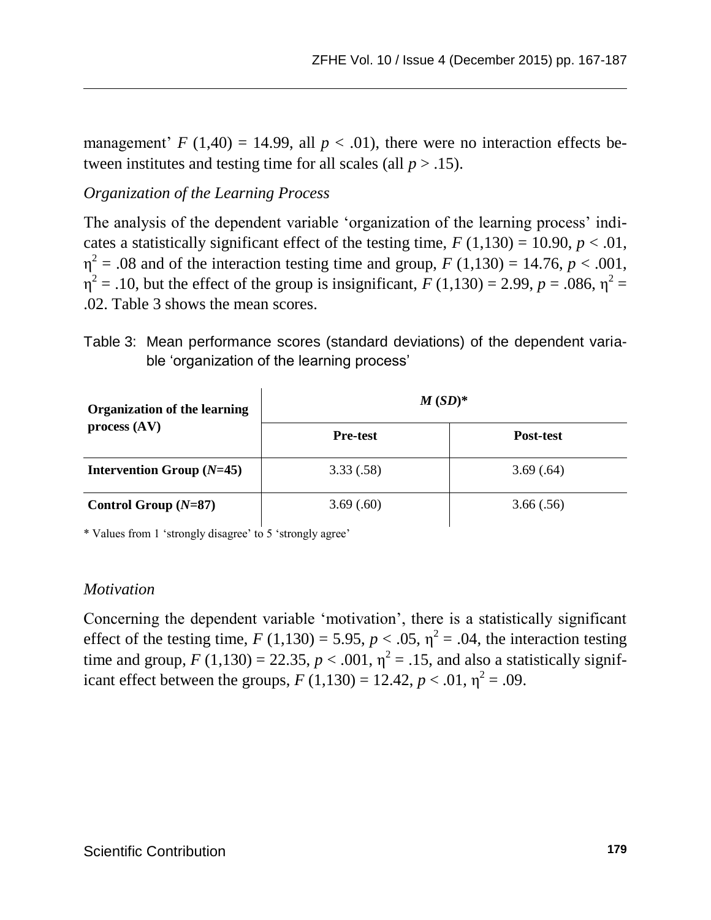management' $F$ (1,40) = 14.99, all $p < .01$), there were no interaction effects between institutes and testing time for all scales (all $p > .15$).

*Organization of the Learning Process*

The analysis of the dependent variable 'organization of the learning process' indicates a statistically significant effect of the testing time, $F$ (1,130) = 10.90, $p < .01$, $\eta^2 = .08$ and of the interaction testing time and group, $F$ (1,130) = 14.76, $p < .001$, $\eta^2 = .10$, but the effect of the group is insignificant, $F$ (1,130) = 2.99, $p = .086$, $\eta^2 = .02$. Table 3 shows the mean scores.

Table 3: Mean performance scores (standard deviations) of the dependent variable 'organization of the learning process'

| **Organization of the learning process (AV)** | ***M* (*SD*)*** | |
|---|---|---|
| | **Pre-test** | **Post-test** |
| **Intervention Group (*N*=45)** | 3.33 (.58) | 3.69 (.64) |
| **Control Group (*N*=87)** | 3.69 (.60) | 3.66 (.56) |

\* Values from 1 'strongly disagree' to 5 'strongly agree'

*Motivation*

Concerning the dependent variable 'motivation', there is a statistically significant effect of the testing time, $F$ (1,130) = 5.95, $p < .05$, $\eta^2 = .04$, the interaction testing time and group, $F$ (1,130) = 22.35, $p < .001$, $\eta^2 = .15$, and also a statistically significant effect between the groups, $F$ (1,130) = 12.42, $p < .01$, $\eta^2 = .09$.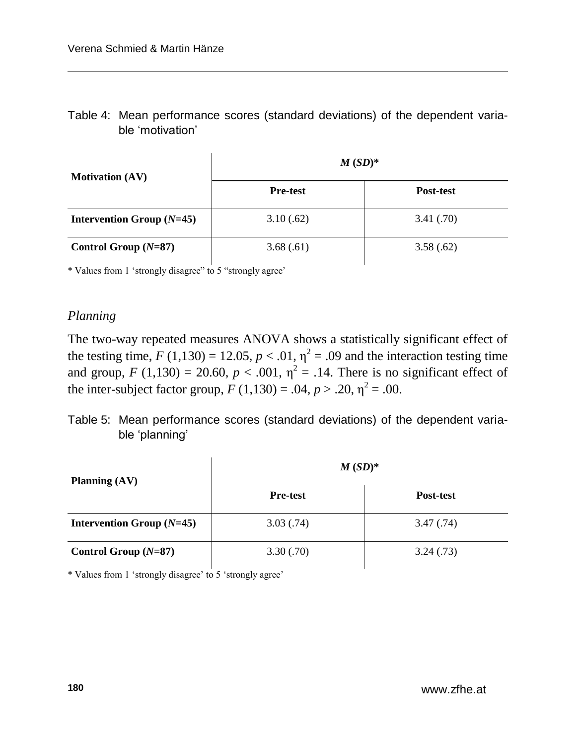Table 4: Mean performance scores (standard deviations) of the dependent variable 'motivation'

| **Motivation (AV)** | ***M* (*SD*)*** | |
|---|---|---|
| | **Pre-test** | **Post-test** |
| **Intervention Group (*N*=45)** | 3.10 (.62) | 3.41 (.70) |
| **Control Group (*N*=87)** | 3.68 (.61) | 3.58 (.62) |

* Values from 1 'strongly disagree" to 5 "strongly agree'

*Planning*

The two-way repeated measures ANOVA shows a statistically significant effect of the testing time, $F$ (1,130) = 12.05, $p < .01$, $\eta^2 = .09$ and the interaction testing time and group, $F$ (1,130) = 20.60, $p < .001$, $\eta^2 = .14$. There is no significant effect of the inter-subject factor group, $F$ (1,130) = .04, $p > .20$, $\eta^2 = .00$.

Table 5: Mean performance scores (standard deviations) of the dependent variable 'planning'

| **Planning (AV)** | ***M* (*SD*)*** | |
|---|---|---|
| | **Pre-test** | **Post-test** |
| **Intervention Group (*N*=45)** | 3.03 (.74) | 3.47 (.74) |
| **Control Group (*N*=87)** | 3.30 (.70) | 3.24 (.73) |

* Values from 1 'strongly disagree' to 5 'strongly agree'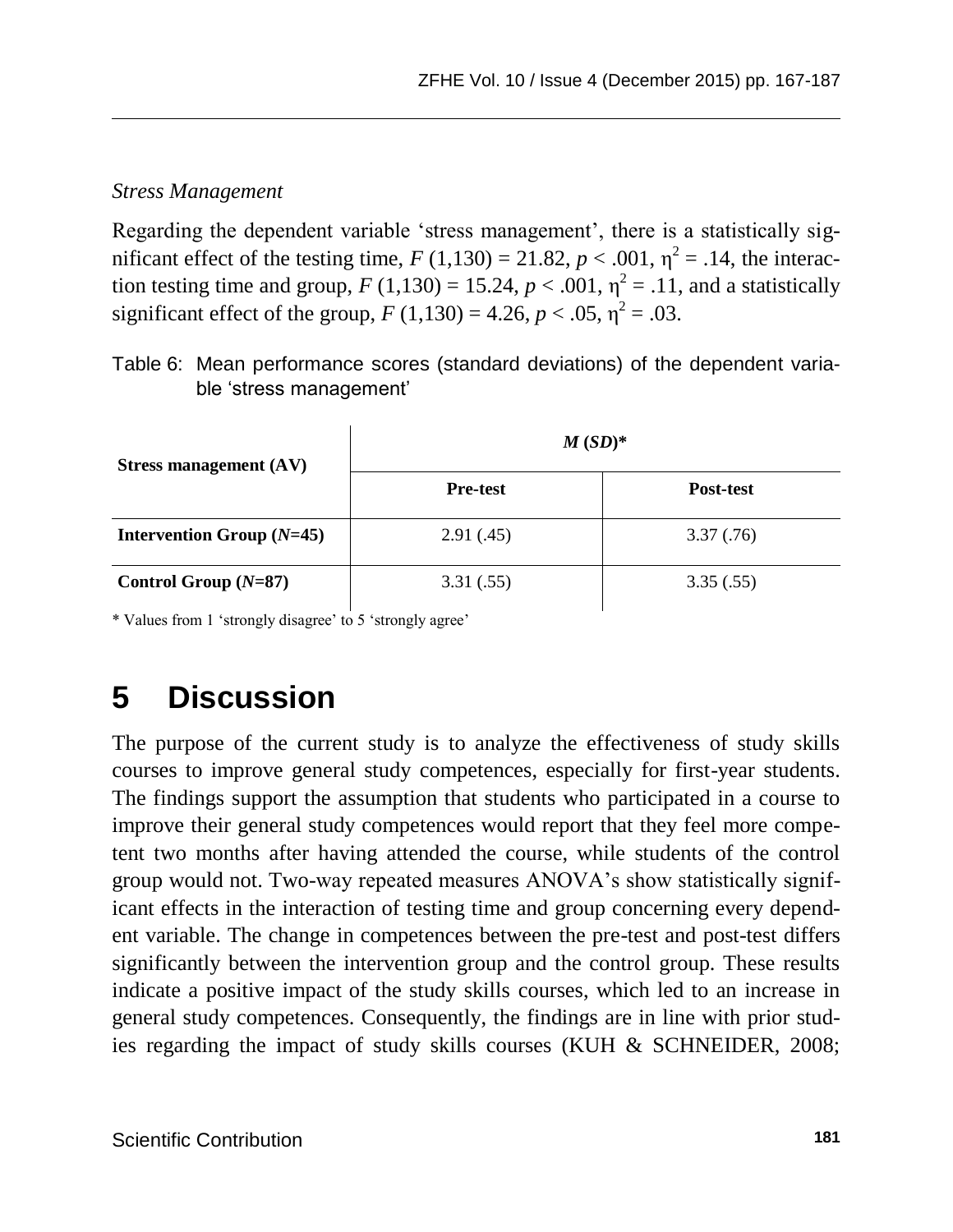*Stress Management*

Regarding the dependent variable 'stress management', there is a statistically significant effect of the testing time, $F$ (1,130) = 21.82, $p < .001$, $\eta^2 = .14$, the interaction testing time and group, $F$ (1,130) = 15.24, $p < .001$, $\eta^2 = .11$, and a statistically significant effect of the group, $F$ (1,130) = 4.26, $p < .05$, $\eta^2 = .03$.

Table 6: Mean performance scores (standard deviations) of the dependent variable 'stress management'

| **Stress management (AV)** | ***M* (*SD*)\*** | |
|---|---|---|
| | **Pre-test** | **Post-test** |
| **Intervention Group (*N*=45)** | 2.91 (.45) | 3.37 (.76) |
| **Control Group (*N*=87)** | 3.31 (.55) | 3.35 (.55) |

\* Values from 1 'strongly disagree' to 5 'strongly agree'

# 5 Discussion

The purpose of the current study is to analyze the effectiveness of study skills courses to improve general study competences, especially for first-year students. The findings support the assumption that students who participated in a course to improve their general study competences would report that they feel more competent two months after having attended the course, while students of the control group would not. Two-way repeated measures ANOVA's show statistically significant effects in the interaction of testing time and group concerning every dependent variable. The change in competences between the pre-test and post-test differs significantly between the intervention group and the control group. These results indicate a positive impact of the study skills courses, which led to an increase in general study competences. Consequently, the findings are in line with prior studies regarding the impact of study skills courses (KUH & SCHNEIDER, 2008;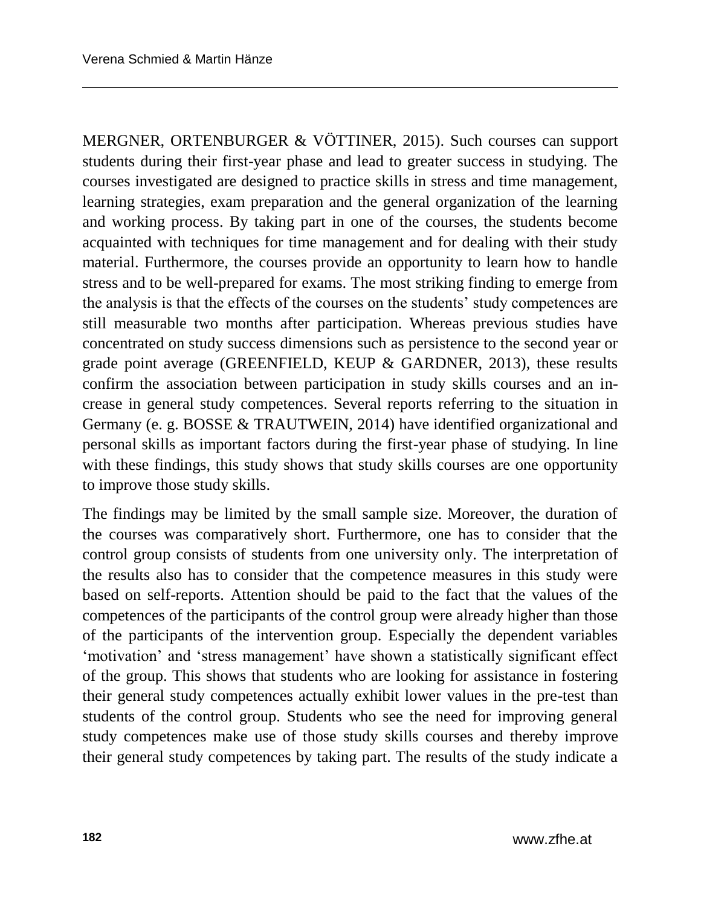MERGNER, ORTENBURGER & VÖTTINER, 2015). Such courses can support students during their first-year phase and lead to greater success in studying. The courses investigated are designed to practice skills in stress and time management, learning strategies, exam preparation and the general organization of the learning and working process. By taking part in one of the courses, the students become acquainted with techniques for time management and for dealing with their study material. Furthermore, the courses provide an opportunity to learn how to handle stress and to be well-prepared for exams. The most striking finding to emerge from the analysis is that the effects of the courses on the students' study competences are still measurable two months after participation. Whereas previous studies have concentrated on study success dimensions such as persistence to the second year or grade point average (GREENFIELD, KEUP & GARDNER, 2013), these results confirm the association between participation in study skills courses and an increase in general study competences. Several reports referring to the situation in Germany (e. g. BOSSE & TRAUTWEIN, 2014) have identified organizational and personal skills as important factors during the first-year phase of studying. In line with these findings, this study shows that study skills courses are one opportunity to improve those study skills.

The findings may be limited by the small sample size. Moreover, the duration of the courses was comparatively short. Furthermore, one has to consider that the control group consists of students from one university only. The interpretation of the results also has to consider that the competence measures in this study were based on self-reports. Attention should be paid to the fact that the values of the competences of the participants of the control group were already higher than those of the participants of the intervention group. Especially the dependent variables 'motivation' and 'stress management' have shown a statistically significant effect of the group. This shows that students who are looking for assistance in fostering their general study competences actually exhibit lower values in the pre-test than students of the control group. Students who see the need for improving general study competences make use of those study skills courses and thereby improve their general study competences by taking part. The results of the study indicate a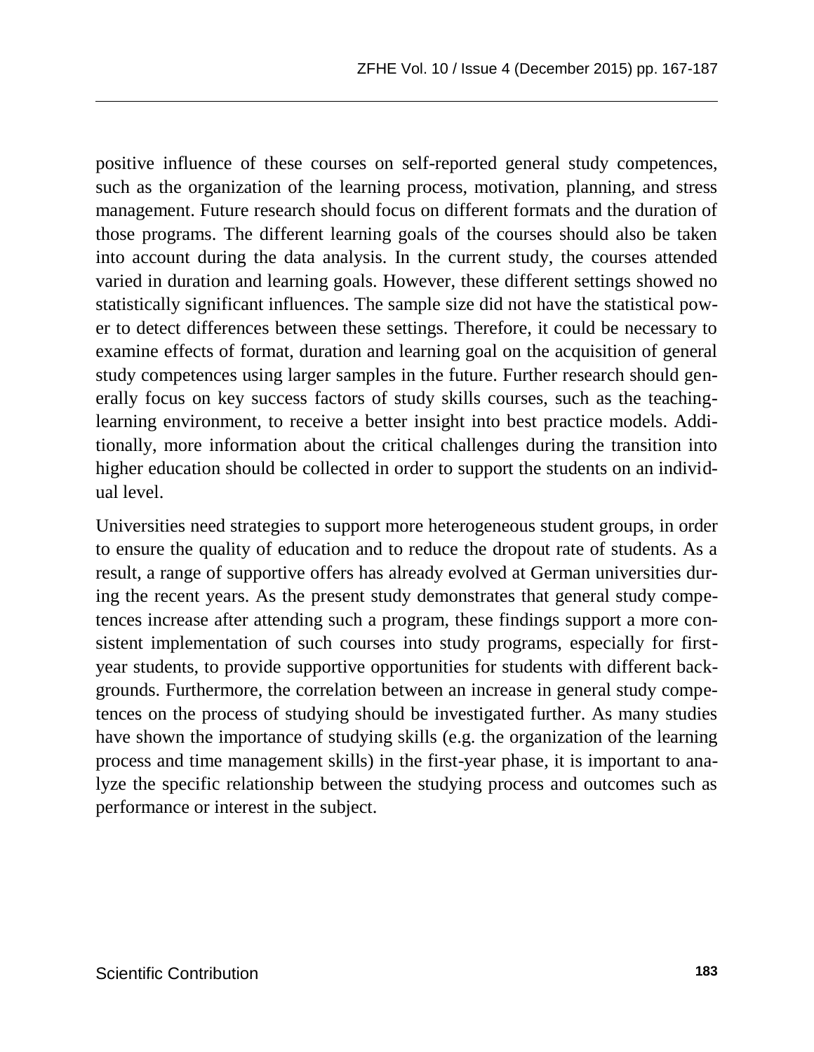positive influence of these courses on self-reported general study competences, such as the organization of the learning process, motivation, planning, and stress management. Future research should focus on different formats and the duration of those programs. The different learning goals of the courses should also be taken into account during the data analysis. In the current study, the courses attended varied in duration and learning goals. However, these different settings showed no statistically significant influences. The sample size did not have the statistical power to detect differences between these settings. Therefore, it could be necessary to examine effects of format, duration and learning goal on the acquisition of general study competences using larger samples in the future. Further research should generally focus on key success factors of study skills courses, such as the teaching-learning environment, to receive a better insight into best practice models. Additionally, more information about the critical challenges during the transition into higher education should be collected in order to support the students on an individual level.

Universities need strategies to support more heterogeneous student groups, in order to ensure the quality of education and to reduce the dropout rate of students. As a result, a range of supportive offers has already evolved at German universities during the recent years. As the present study demonstrates that general study competences increase after attending such a program, these findings support a more consistent implementation of such courses into study programs, especially for first-year students, to provide supportive opportunities for students with different backgrounds. Furthermore, the correlation between an increase in general study competences on the process of studying should be investigated further. As many studies have shown the importance of studying skills (e.g. the organization of the learning process and time management skills) in the first-year phase, it is important to analyze the specific relationship between the studying process and outcomes such as performance or interest in the subject.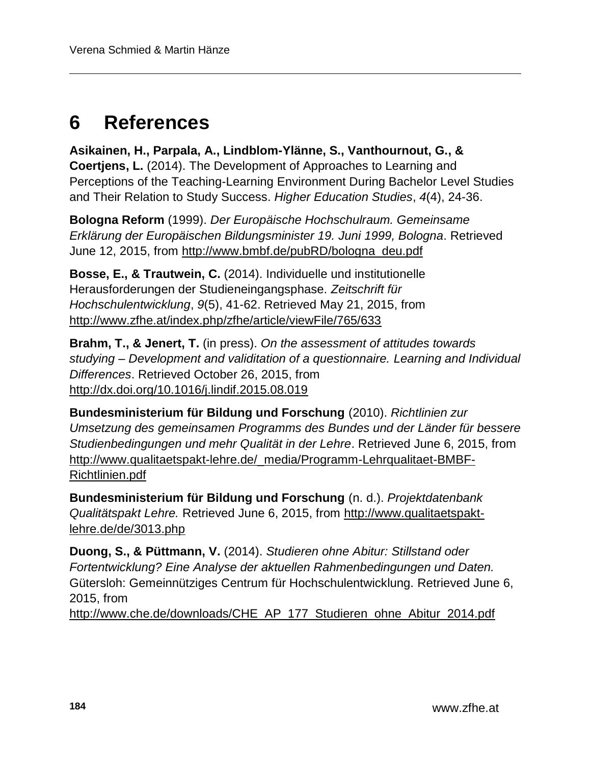# 6 References

**Asikainen, H., Parpala, A., Lindblom-Ylänne, S., Vanthournout, G., & Coertjens, L.** (2014). The Development of Approaches to Learning and Perceptions of the Teaching-Learning Environment During Bachelor Level Studies and Their Relation to Study Success. *Higher Education Studies*, *4*(4), 24-36.

**Bologna Reform** (1999). *Der Europäische Hochschulraum. Gemeinsame Erklärung der Europäischen Bildungsminister 19. Juni 1999, Bologna*. Retrieved June 12, 2015, from http://www.bmbf.de/pubRD/bologna_deu.pdf

**Bosse, E., & Trautwein, C.** (2014). Individuelle und institutionelle Herausforderungen der Studieneingangsphase. *Zeitschrift für Hochschulentwicklung*, *9*(5), 41-62. Retrieved May 21, 2015, from http://www.zfhe.at/index.php/zfhe/article/viewFile/765/633

**Brahm, T., & Jenert, T.** (in press). *On the assessment of attitudes towards studying – Development and validitation of a questionnaire. Learning and Individual Differences*. Retrieved October 26, 2015, from http://dx.doi.org/10.1016/j.lindif.2015.08.019

**Bundesministerium für Bildung und Forschung** (2010). *Richtlinien zur Umsetzung des gemeinsamen Programms des Bundes und der Länder für bessere Studienbedingungen und mehr Qualität in der Lehre*. Retrieved June 6, 2015, from http://www.qualitaetspakt-lehre.de/_media/Programm-Lehrqualitaet-BMBF-Richtlinien.pdf

**Bundesministerium für Bildung und Forschung** (n. d.). *Projektdatenbank Qualitätspakt Lehre.* Retrieved June 6, 2015, from http://www.qualitaetspakt-lehre.de/de/3013.php

**Duong, S., & Püttmann, V.** (2014). *Studieren ohne Abitur: Stillstand oder Fortentwicklung? Eine Analyse der aktuellen Rahmenbedingungen und Daten.* Gütersloh: Gemeinnütziges Centrum für Hochschulentwicklung. Retrieved June 6, 2015, from http://www.che.de/downloads/CHE_AP_177_Studieren_ohne_Abitur_2014.pdf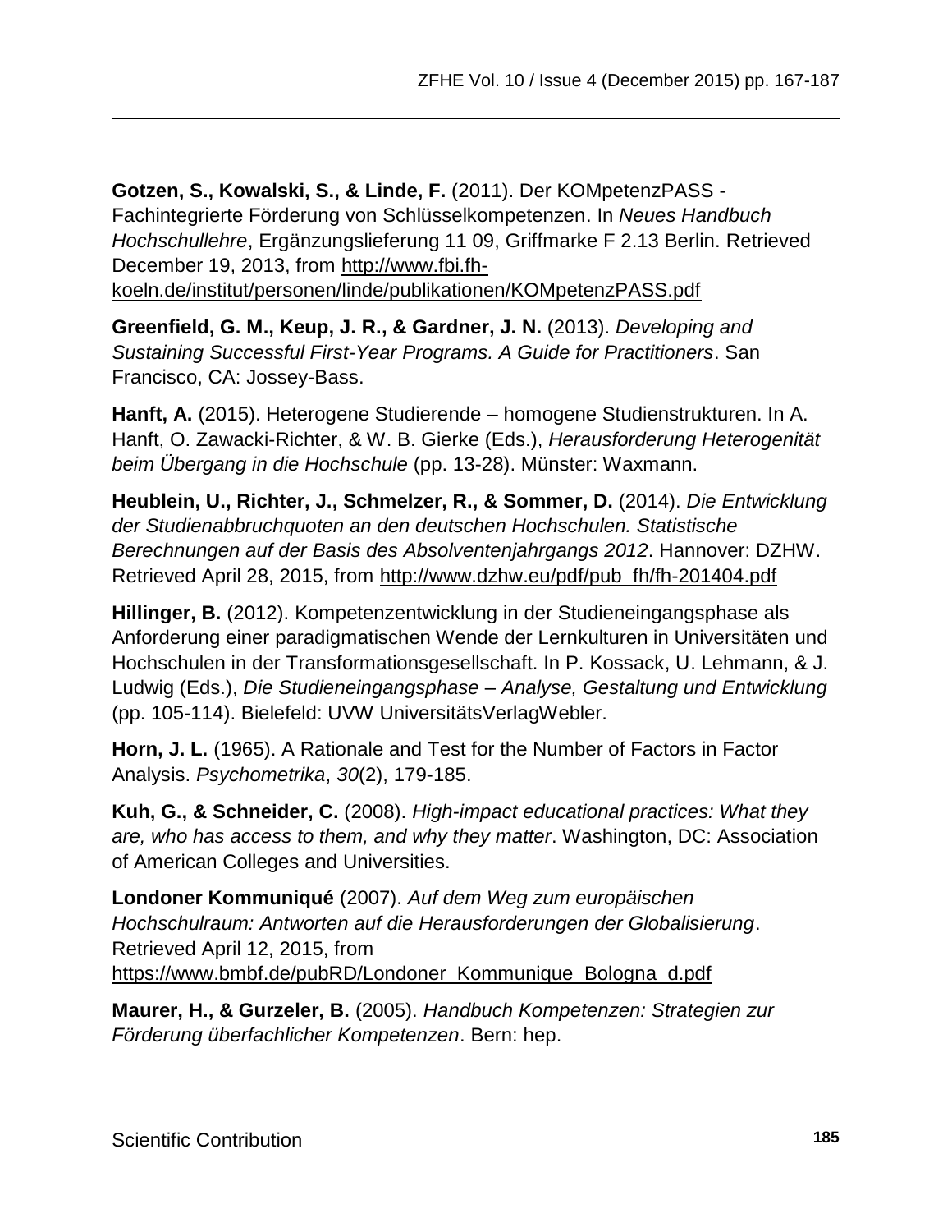**Gotzen, S., Kowalski, S., & Linde, F.** (2011). Der KOMpetenzPASS - Fachintegrierte Förderung von Schlüsselkompetenzen. In *Neues Handbuch Hochschullehre*, Ergänzungslieferung 11 09, Griffmarke F 2.13 Berlin. Retrieved December 19, 2013, from http://www.fbi.fh-koeln.de/institut/personen/linde/publikationen/KOMpetenzPASS.pdf

**Greenfield, G. M., Keup, J. R., & Gardner, J. N.** (2013). *Developing and Sustaining Successful First-Year Programs. A Guide for Practitioners*. San Francisco, CA: Jossey-Bass.

**Hanft, A.** (2015). Heterogene Studierende – homogene Studienstrukturen. In A. Hanft, O. Zawacki-Richter, & W. B. Gierke (Eds.), *Herausforderung Heterogenität beim Übergang in die Hochschule* (pp. 13-28). Münster: Waxmann.

**Heublein, U., Richter, J., Schmelzer, R., & Sommer, D.** (2014). *Die Entwicklung der Studienabbruchquoten an den deutschen Hochschulen. Statistische Berechnungen auf der Basis des Absolventenjahrgangs 2012*. Hannover: DZHW. Retrieved April 28, 2015, from http://www.dzhw.eu/pdf/pub_fh/fh-201404.pdf

**Hillinger, B.** (2012). Kompetenzentwicklung in der Studieneingangsphase als Anforderung einer paradigmatischen Wende der Lernkulturen in Universitäten und Hochschulen in der Transformationsgesellschaft. In P. Kossack, U. Lehmann, & J. Ludwig (Eds.), *Die Studieneingangsphase – Analyse, Gestaltung und Entwicklung* (pp. 105-114). Bielefeld: UVW UniversitätsVerlagWebler.

**Horn, J. L.** (1965). A Rationale and Test for the Number of Factors in Factor Analysis. *Psychometrika*, *30*(2), 179-185.

**Kuh, G., & Schneider, C.** (2008). *High-impact educational practices: What they are, who has access to them, and why they matter*. Washington, DC: Association of American Colleges and Universities.

**Londoner Kommuniqué** (2007). *Auf dem Weg zum europäischen Hochschulraum: Antworten auf die Herausforderungen der Globalisierung*. Retrieved April 12, 2015, from https://www.bmbf.de/pubRD/Londoner_Kommunique_Bologna_d.pdf

**Maurer, H., & Gurzeler, B.** (2005). *Handbuch Kompetenzen: Strategien zur Förderung überfachlicher Kompetenzen*. Bern: hep.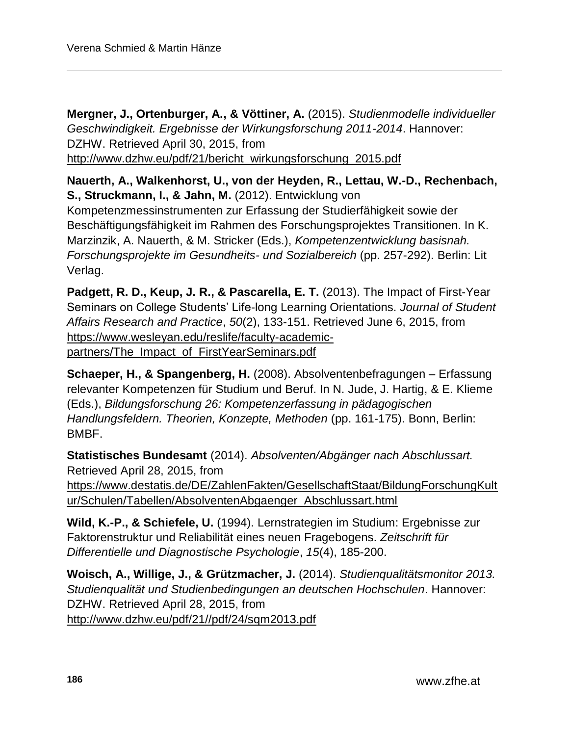**Mergner, J., Ortenburger, A., & Vöttiner, A.** (2015). *Studienmodelle individueller Geschwindigkeit. Ergebnisse der Wirkungsforschung 2011-2014*. Hannover: DZHW. Retrieved April 30, 2015, from http://www.dzhw.eu/pdf/21/bericht_wirkungsforschung_2015.pdf

**Nauerth, A., Walkenhorst, U., von der Heyden, R., Lettau, W.-D., Rechenbach, S., Struckmann, I., & Jahn, M.** (2012). Entwicklung von Kompetenzmessinstrumenten zur Erfassung der Studierfähigkeit sowie der Beschäftigungsfähigkeit im Rahmen des Forschungsprojektes Transitionen. In K. Marzinzik, A. Nauerth, & M. Stricker (Eds.), *Kompetenzentwicklung basisnah. Forschungsprojekte im Gesundheits- und Sozialbereich* (pp. 257-292). Berlin: Lit Verlag.

**Padgett, R. D., Keup, J. R., & Pascarella, E. T.** (2013). The Impact of First-Year Seminars on College Students' Life-long Learning Orientations. *Journal of Student Affairs Research and Practice*, *50*(2), 133-151. Retrieved June 6, 2015, from https://www.wesleyan.edu/reslife/faculty-academic-partners/The_Impact_of_FirstYearSeminars.pdf

**Schaeper, H., & Spangenberg, H.** (2008). Absolventenbefragungen – Erfassung relevanter Kompetenzen für Studium und Beruf. In N. Jude, J. Hartig, & E. Klieme (Eds.), *Bildungsforschung 26: Kompetenzerfassung in pädagogischen Handlungsfeldern. Theorien, Konzepte, Methoden* (pp. 161-175). Bonn, Berlin: BMBF.

**Statistisches Bundesamt** (2014). *Absolventen/Abgänger nach Abschlussart.* Retrieved April 28, 2015, from https://www.destatis.de/DE/ZahlenFakten/GesellschaftStaat/BildungForschungKultur/Schulen/Tabellen/AbsolventenAbgaenger_Abschlussart.html

**Wild, K.-P., & Schiefele, U.** (1994). Lernstrategien im Studium: Ergebnisse zur Faktorenstruktur und Reliabilität eines neuen Fragebogens. *Zeitschrift für Differentielle und Diagnostische Psychologie*, *15*(4), 185-200.

**Woisch, A., Willige, J., & Grützmacher, J.** (2014). *Studienqualitätsmonitor 2013. Studienqualität und Studienbedingungen an deutschen Hochschulen*. Hannover: DZHW. Retrieved April 28, 2015, from http://www.dzhw.eu/pdf/21//pdf/24/sqm2013.pdf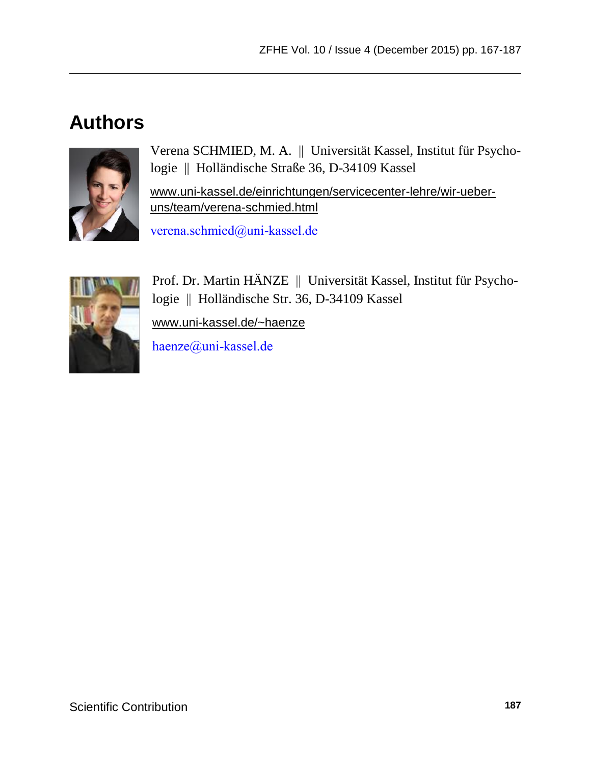## Authors

Verena SCHMIED, M. A. || Universität Kassel, Institut für Psychologie || Holländische Straße 36, D-34109 Kassel

www.uni-kassel.de/einrichtungen/servicecenter-lehre/wir-ueber-uns/team/verena-schmied.html

verena.schmied@uni-kassel.de

Prof. Dr. Martin HÄNZE || Universität Kassel, Institut für Psychologie || Holländische Str. 36, D-34109 Kassel

www.uni-kassel.de/~haenze

haenze@uni-kassel.de